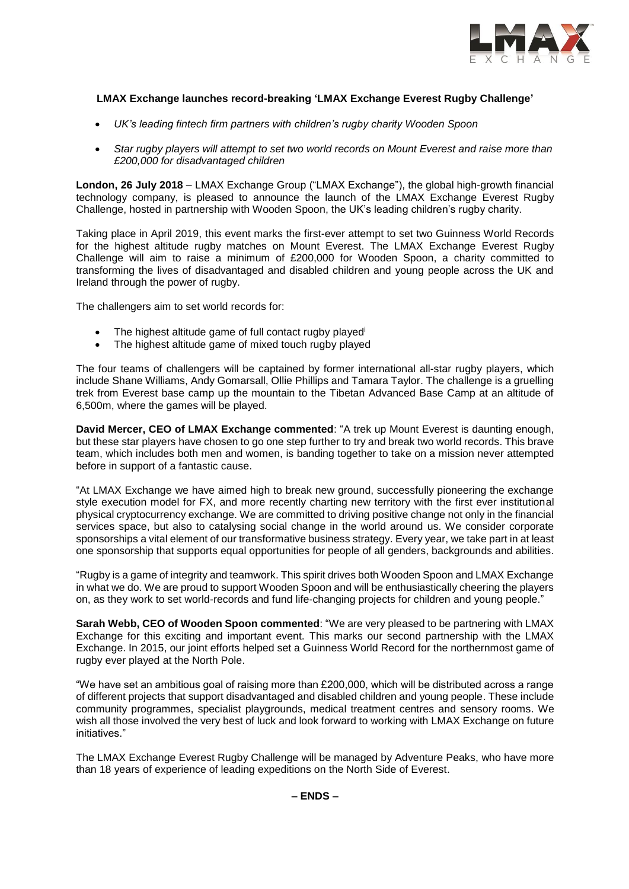**LMAX Exchange launches record-breaking 'LMAX Exchange Everest Rugby Challenge'**

- *UK's leading fintech firm partners with children's rugby charity Wooden Spoon*
- *Star rugby players will attempt to set two world records on Mount Everest and raise more than £200,000 for disadvantaged children*

**London, 26 July 2018** – LMAX Exchange Group ("LMAX Exchange"), the global high-growth financial technology company, is pleased to announce the launch of the LMAX Exchange Everest Rugby Challenge, hosted in partnership with Wooden Spoon, the UK's leading children's rugby charity.

Taking place in April 2019, this event marks the first-ever attempt to set two Guinness World Records for the highest altitude rugby matches on Mount Everest. The LMAX Exchange Everest Rugby Challenge will aim to raise a minimum of £200,000 for Wooden Spoon, a charity committed to transforming the lives of disadvantaged and disabled children and young people across the UK and Ireland through the power of rugby.

The challengers aim to set world records for:

- The highest altitude game of full contact rugby played[i]
- The highest altitude game of mixed touch rugby played

The four teams of challengers will be captained by former international all-star rugby players, which include Shane Williams, Andy Gomarsall, Ollie Phillips and Tamara Taylor. The challenge is a gruelling trek from Everest base camp up the mountain to the Tibetan Advanced Base Camp at an altitude of 6,500m, where the games will be played.

**David Mercer, CEO of LMAX Exchange commented**: "A trek up Mount Everest is daunting enough, but these star players have chosen to go one step further to try and break two world records. This brave team, which includes both men and women, is banding together to take on a mission never attempted before in support of a fantastic cause.

"At LMAX Exchange we have aimed high to break new ground, successfully pioneering the exchange style execution model for FX, and more recently charting new territory with the first ever institutional physical cryptocurrency exchange. We are committed to driving positive change not only in the financial services space, but also to catalysing social change in the world around us. We consider corporate sponsorships a vital element of our transformative business strategy. Every year, we take part in at least one sponsorship that supports equal opportunities for people of all genders, backgrounds and abilities.

"Rugby is a game of integrity and teamwork. This spirit drives both Wooden Spoon and LMAX Exchange in what we do. We are proud to support Wooden Spoon and will be enthusiastically cheering the players on, as they work to set world-records and fund life-changing projects for children and young people."

**Sarah Webb, CEO of Wooden Spoon commented**: "We are very pleased to be partnering with LMAX Exchange for this exciting and important event. This marks our second partnership with the LMAX Exchange. In 2015, our joint efforts helped set a Guinness World Record for the northernmost game of rugby ever played at the North Pole.

"We have set an ambitious goal of raising more than £200,000, which will be distributed across a range of different projects that support disadvantaged and disabled children and young people. These include community programmes, specialist playgrounds, medical treatment centres and sensory rooms. We wish all those involved the very best of luck and look forward to working with LMAX Exchange on future initiatives."

The LMAX Exchange Everest Rugby Challenge will be managed by Adventure Peaks, who have more than 18 years of experience of leading expeditions on the North Side of Everest.

**– ENDS –**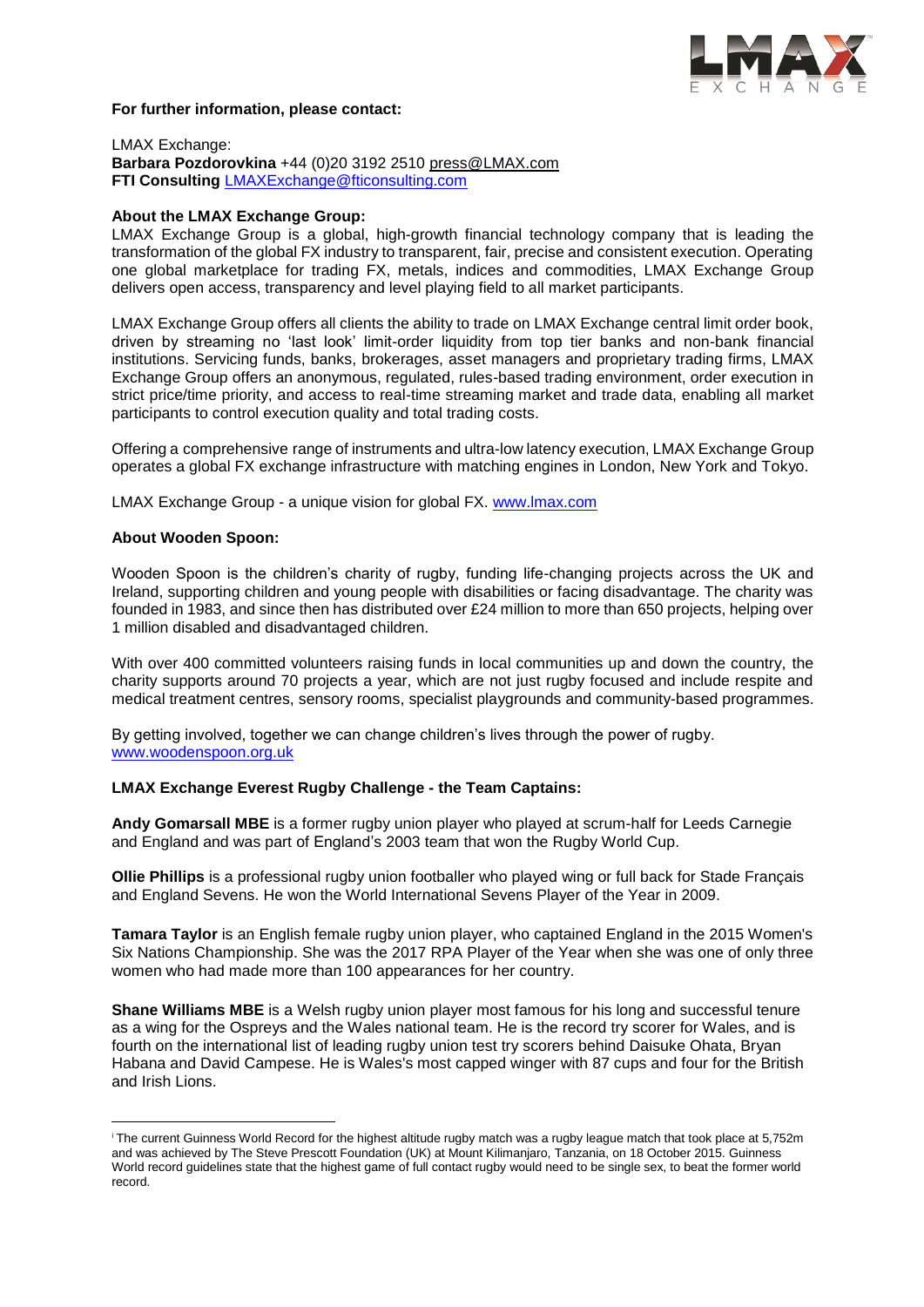**For further information, please contact:**

LMAX Exchange:
**Barbara Pozdorovkina** +44 (0)20 3192 2510 press@LMAX.com
**FTI Consulting** LMAXExchange@fticonsulting.com

**About the LMAX Exchange Group:**
LMAX Exchange Group is a global, high-growth financial technology company that is leading the transformation of the global FX industry to transparent, fair, precise and consistent execution. Operating one global marketplace for trading FX, metals, indices and commodities, LMAX Exchange Group delivers open access, transparency and level playing field to all market participants.

LMAX Exchange Group offers all clients the ability to trade on LMAX Exchange central limit order book, driven by streaming no 'last look' limit-order liquidity from top tier banks and non-bank financial institutions. Servicing funds, banks, brokerages, asset managers and proprietary trading firms, LMAX Exchange Group offers an anonymous, regulated, rules-based trading environment, order execution in strict price/time priority, and access to real-time streaming market and trade data, enabling all market participants to control execution quality and total trading costs.

Offering a comprehensive range of instruments and ultra-low latency execution, LMAX Exchange Group operates a global FX exchange infrastructure with matching engines in London, New York and Tokyo.

LMAX Exchange Group - a unique vision for global FX. www.lmax.com

**About Wooden Spoon:**

Wooden Spoon is the children's charity of rugby, funding life-changing projects across the UK and Ireland, supporting children and young people with disabilities or facing disadvantage. The charity was founded in 1983, and since then has distributed over £24 million to more than 650 projects, helping over 1 million disabled and disadvantaged children.

With over 400 committed volunteers raising funds in local communities up and down the country, the charity supports around 70 projects a year, which are not just rugby focused and include respite and medical treatment centres, sensory rooms, specialist playgrounds and community-based programmes.

By getting involved, together we can change children's lives through the power of rugby.
www.woodenspoon.org.uk

**LMAX Exchange Everest Rugby Challenge - the Team Captains:**

**Andy Gomarsall MBE** is a former rugby union player who played at scrum-half for Leeds Carnegie and England and was part of England's 2003 team that won the Rugby World Cup.

**Ollie Phillips** is a professional rugby union footballer who played wing or full back for Stade Français and England Sevens. He won the World International Sevens Player of the Year in 2009.

**Tamara Taylor** is an English female rugby union player, who captained England in the 2015 Women's Six Nations Championship. She was the 2017 RPA Player of the Year when she was one of only three women who had made more than 100 appearances for her country.

**Shane Williams MBE** is a Welsh rugby union player most famous for his long and successful tenure as a wing for the Ospreys and the Wales national team. He is the record try scorer for Wales, and is fourth on the international list of leading rugby union test try scorers behind Daisuke Ohata, Bryan Habana and David Campese. He is Wales's most capped winger with 87 cups and four for the British and Irish Lions.

---

[i] The current Guinness World Record for the highest altitude rugby match was a rugby league match that took place at 5,752m and was achieved by The Steve Prescott Foundation (UK) at Mount Kilimanjaro, Tanzania, on 18 October 2015. Guinness World record guidelines state that the highest game of full contact rugby would need to be single sex, to beat the former world record.